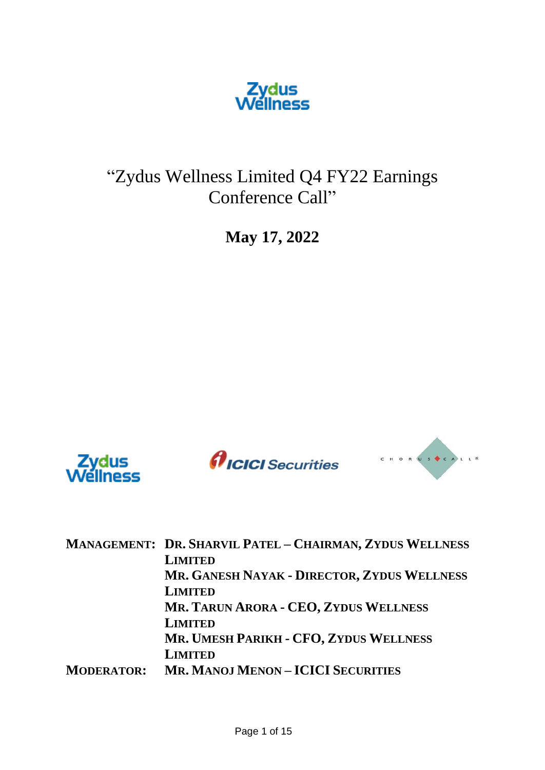# "Zydus Wellness Limited Q4 FY22 Earnings Conference Call"

**May 17, 2022**

| | |
|---|---|
| **MANAGEMENT:** | **DR. SHARVIL PATEL – CHAIRMAN, ZYDUS WELLNESS LIMITED** |
| | **MR. GANESH NAYAK - DIRECTOR, ZYDUS WELLNESS LIMITED** |
| | **MR. TARUN ARORA - CEO, ZYDUS WELLNESS LIMITED** |
| | **MR. UMESH PARIKH - CFO, ZYDUS WELLNESS LIMITED** |
| **MODERATOR:** | **MR. MANOJ MENON – ICICI SECURITIES** |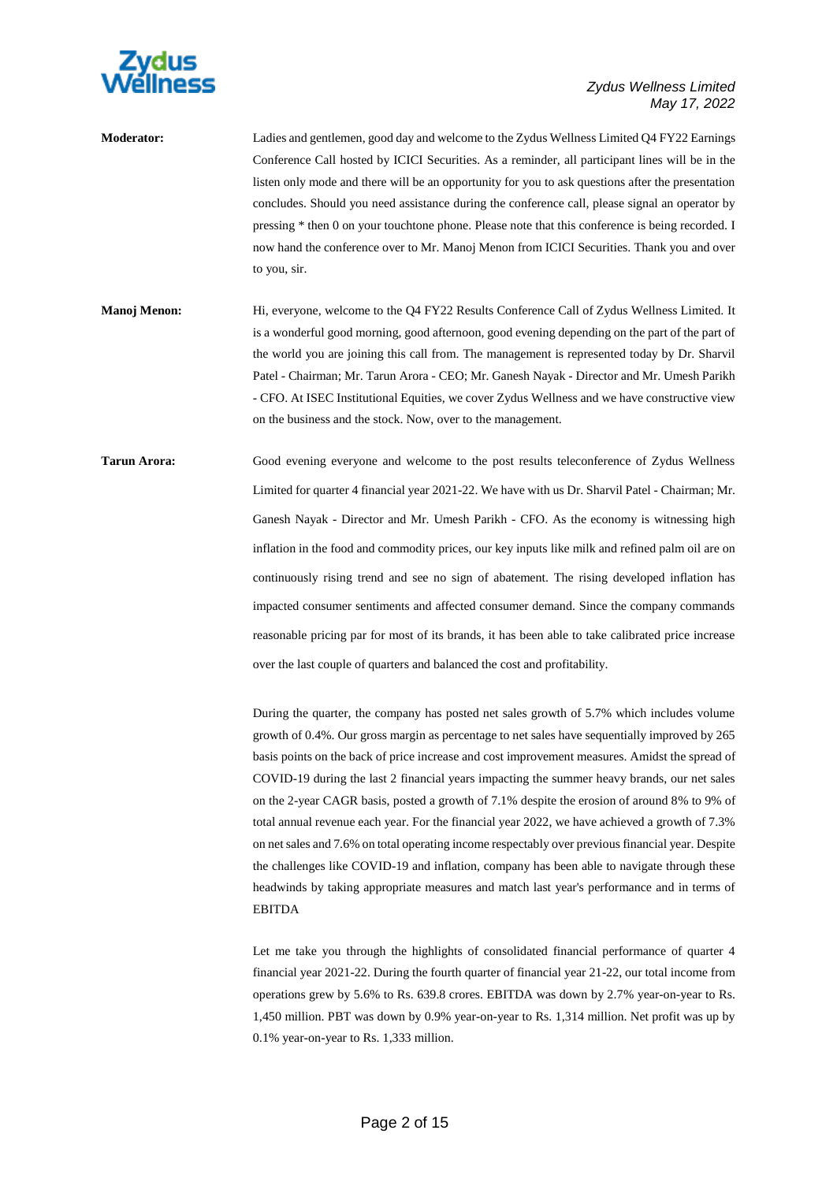**Moderator:** Ladies and gentlemen, good day and welcome to the Zydus Wellness Limited Q4 FY22 Earnings Conference Call hosted by ICICI Securities. As a reminder, all participant lines will be in the listen only mode and there will be an opportunity for you to ask questions after the presentation concludes. Should you need assistance during the conference call, please signal an operator by pressing * then 0 on your touchtone phone. Please note that this conference is being recorded. I now hand the conference over to Mr. Manoj Menon from ICICI Securities. Thank you and over to you, sir.

**Manoj Menon:** Hi, everyone, welcome to the Q4 FY22 Results Conference Call of Zydus Wellness Limited. It is a wonderful good morning, good afternoon, good evening depending on the part of the part of the world you are joining this call from. The management is represented today by Dr. Sharvil Patel - Chairman; Mr. Tarun Arora - CEO; Mr. Ganesh Nayak - Director and Mr. Umesh Parikh - CFO. At ISEC Institutional Equities, we cover Zydus Wellness and we have constructive view on the business and the stock. Now, over to the management.

**Tarun Arora:** Good evening everyone and welcome to the post results teleconference of Zydus Wellness Limited for quarter 4 financial year 2021-22. We have with us Dr. Sharvil Patel - Chairman; Mr. Ganesh Nayak - Director and Mr. Umesh Parikh - CFO. As the economy is witnessing high inflation in the food and commodity prices, our key inputs like milk and refined palm oil are on continuously rising trend and see no sign of abatement. The rising developed inflation has impacted consumer sentiments and affected consumer demand. Since the company commands reasonable pricing par for most of its brands, it has been able to take calibrated price increase over the last couple of quarters and balanced the cost and profitability.

During the quarter, the company has posted net sales growth of 5.7% which includes volume growth of 0.4%. Our gross margin as percentage to net sales have sequentially improved by 265 basis points on the back of price increase and cost improvement measures. Amidst the spread of COVID-19 during the last 2 financial years impacting the summer heavy brands, our net sales on the 2-year CAGR basis, posted a growth of 7.1% despite the erosion of around 8% to 9% of total annual revenue each year. For the financial year 2022, we have achieved a growth of 7.3% on net sales and 7.6% on total operating income respectably over previous financial year. Despite the challenges like COVID-19 and inflation, company has been able to navigate through these headwinds by taking appropriate measures and match last year's performance and in terms of EBITDA

Let me take you through the highlights of consolidated financial performance of quarter 4 financial year 2021-22. During the fourth quarter of financial year 21-22, our total income from operations grew by 5.6% to Rs. 639.8 crores. EBITDA was down by 2.7% year-on-year to Rs. 1,450 million. PBT was down by 0.9% year-on-year to Rs. 1,314 million. Net profit was up by 0.1% year-on-year to Rs. 1,333 million.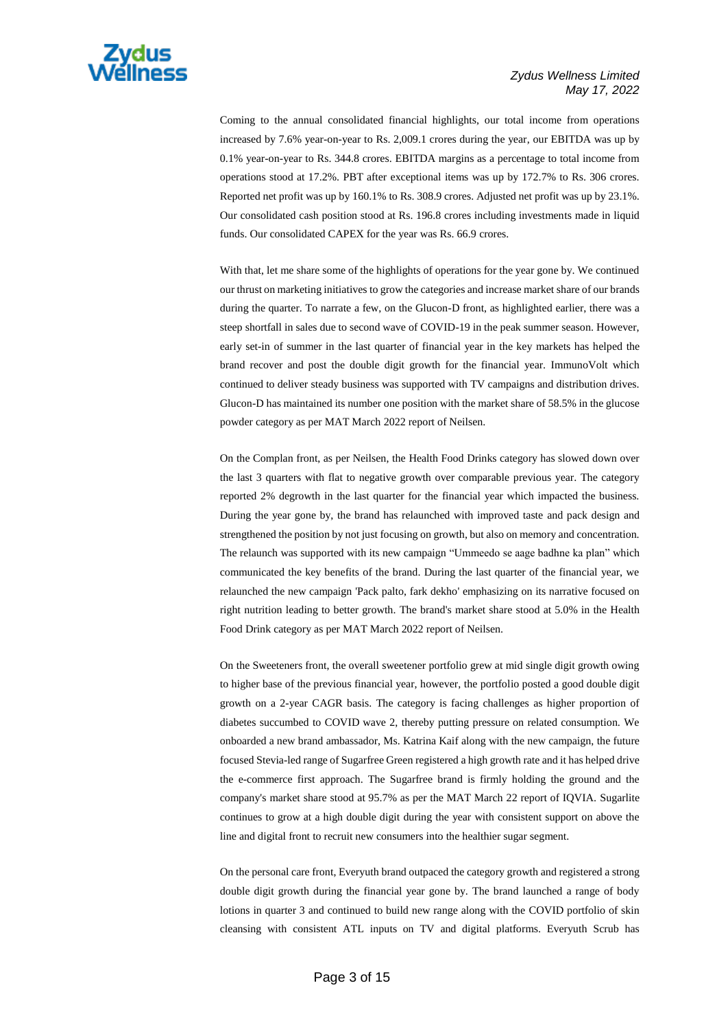Coming to the annual consolidated financial highlights, our total income from operations increased by 7.6% year-on-year to Rs. 2,009.1 crores during the year, our EBITDA was up by 0.1% year-on-year to Rs. 344.8 crores. EBITDA margins as a percentage to total income from operations stood at 17.2%. PBT after exceptional items was up by 172.7% to Rs. 306 crores. Reported net profit was up by 160.1% to Rs. 308.9 crores. Adjusted net profit was up by 23.1%. Our consolidated cash position stood at Rs. 196.8 crores including investments made in liquid funds. Our consolidated CAPEX for the year was Rs. 66.9 crores.

With that, let me share some of the highlights of operations for the year gone by. We continued our thrust on marketing initiatives to grow the categories and increase market share of our brands during the quarter. To narrate a few, on the Glucon-D front, as highlighted earlier, there was a steep shortfall in sales due to second wave of COVID-19 in the peak summer season. However, early set-in of summer in the last quarter of financial year in the key markets has helped the brand recover and post the double digit growth for the financial year. ImmunoVolt which continued to deliver steady business was supported with TV campaigns and distribution drives. Glucon-D has maintained its number one position with the market share of 58.5% in the glucose powder category as per MAT March 2022 report of Neilsen.

On the Complan front, as per Neilsen, the Health Food Drinks category has slowed down over the last 3 quarters with flat to negative growth over comparable previous year. The category reported 2% degrowth in the last quarter for the financial year which impacted the business. During the year gone by, the brand has relaunched with improved taste and pack design and strengthened the position by not just focusing on growth, but also on memory and concentration. The relaunch was supported with its new campaign "Ummeedo se aage badhne ka plan" which communicated the key benefits of the brand. During the last quarter of the financial year, we relaunched the new campaign 'Pack palto, fark dekho' emphasizing on its narrative focused on right nutrition leading to better growth. The brand's market share stood at 5.0% in the Health Food Drink category as per MAT March 2022 report of Neilsen.

On the Sweeteners front, the overall sweetener portfolio grew at mid single digit growth owing to higher base of the previous financial year, however, the portfolio posted a good double digit growth on a 2-year CAGR basis. The category is facing challenges as higher proportion of diabetes succumbed to COVID wave 2, thereby putting pressure on related consumption. We onboarded a new brand ambassador, Ms. Katrina Kaif along with the new campaign, the future focused Stevia-led range of Sugarfree Green registered a high growth rate and it has helped drive the e-commerce first approach. The Sugarfree brand is firmly holding the ground and the company's market share stood at 95.7% as per the MAT March 22 report of IQVIA. Sugarlite continues to grow at a high double digit during the year with consistent support on above the line and digital front to recruit new consumers into the healthier sugar segment.

On the personal care front, Everyuth brand outpaced the category growth and registered a strong double digit growth during the financial year gone by. The brand launched a range of body lotions in quarter 3 and continued to build new range along with the COVID portfolio of skin cleansing with consistent ATL inputs on TV and digital platforms. Everyuth Scrub has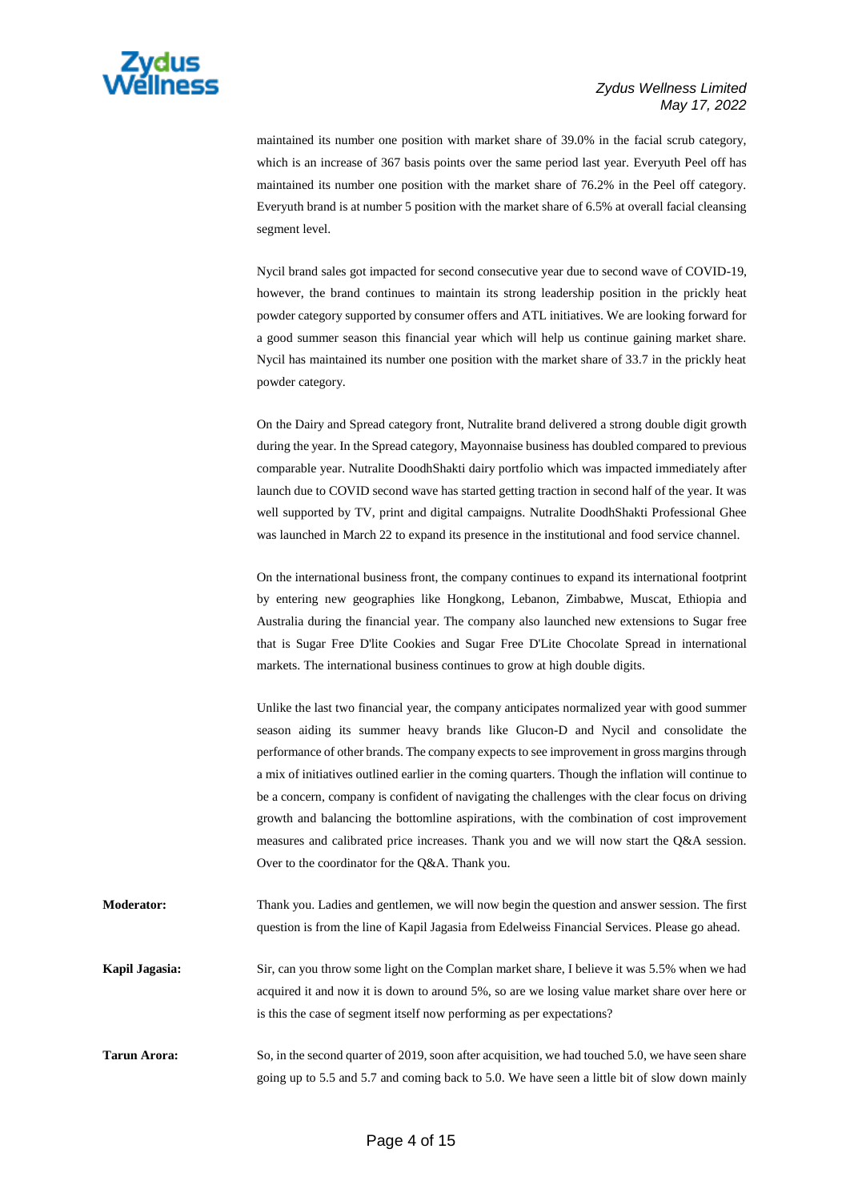maintained its number one position with market share of 39.0% in the facial scrub category, which is an increase of 367 basis points over the same period last year. Everyuth Peel off has maintained its number one position with the market share of 76.2% in the Peel off category. Everyuth brand is at number 5 position with the market share of 6.5% at overall facial cleansing segment level.

Nycil brand sales got impacted for second consecutive year due to second wave of COVID-19, however, the brand continues to maintain its strong leadership position in the prickly heat powder category supported by consumer offers and ATL initiatives. We are looking forward for a good summer season this financial year which will help us continue gaining market share. Nycil has maintained its number one position with the market share of 33.7 in the prickly heat powder category.

On the Dairy and Spread category front, Nutralite brand delivered a strong double digit growth during the year. In the Spread category, Mayonnaise business has doubled compared to previous comparable year. Nutralite DoodhShakti dairy portfolio which was impacted immediately after launch due to COVID second wave has started getting traction in second half of the year. It was well supported by TV, print and digital campaigns. Nutralite DoodhShakti Professional Ghee was launched in March 22 to expand its presence in the institutional and food service channel.

On the international business front, the company continues to expand its international footprint by entering new geographies like Hongkong, Lebanon, Zimbabwe, Muscat, Ethiopia and Australia during the financial year. The company also launched new extensions to Sugar free that is Sugar Free D'lite Cookies and Sugar Free D'Lite Chocolate Spread in international markets. The international business continues to grow at high double digits.

Unlike the last two financial year, the company anticipates normalized year with good summer season aiding its summer heavy brands like Glucon-D and Nycil and consolidate the performance of other brands. The company expects to see improvement in gross margins through a mix of initiatives outlined earlier in the coming quarters. Though the inflation will continue to be a concern, company is confident of navigating the challenges with the clear focus on driving growth and balancing the bottomline aspirations, with the combination of cost improvement measures and calibrated price increases. Thank you and we will now start the Q&A session. Over to the coordinator for the Q&A. Thank you.

**Moderator:** Thank you. Ladies and gentlemen, we will now begin the question and answer session. The first question is from the line of Kapil Jagasia from Edelweiss Financial Services. Please go ahead.

**Kapil Jagasia:** Sir, can you throw some light on the Complan market share, I believe it was 5.5% when we had acquired it and now it is down to around 5%, so are we losing value market share over here or is this the case of segment itself now performing as per expectations?

**Tarun Arora:** So, in the second quarter of 2019, soon after acquisition, we had touched 5.0, we have seen share going up to 5.5 and 5.7 and coming back to 5.0. We have seen a little bit of slow down mainly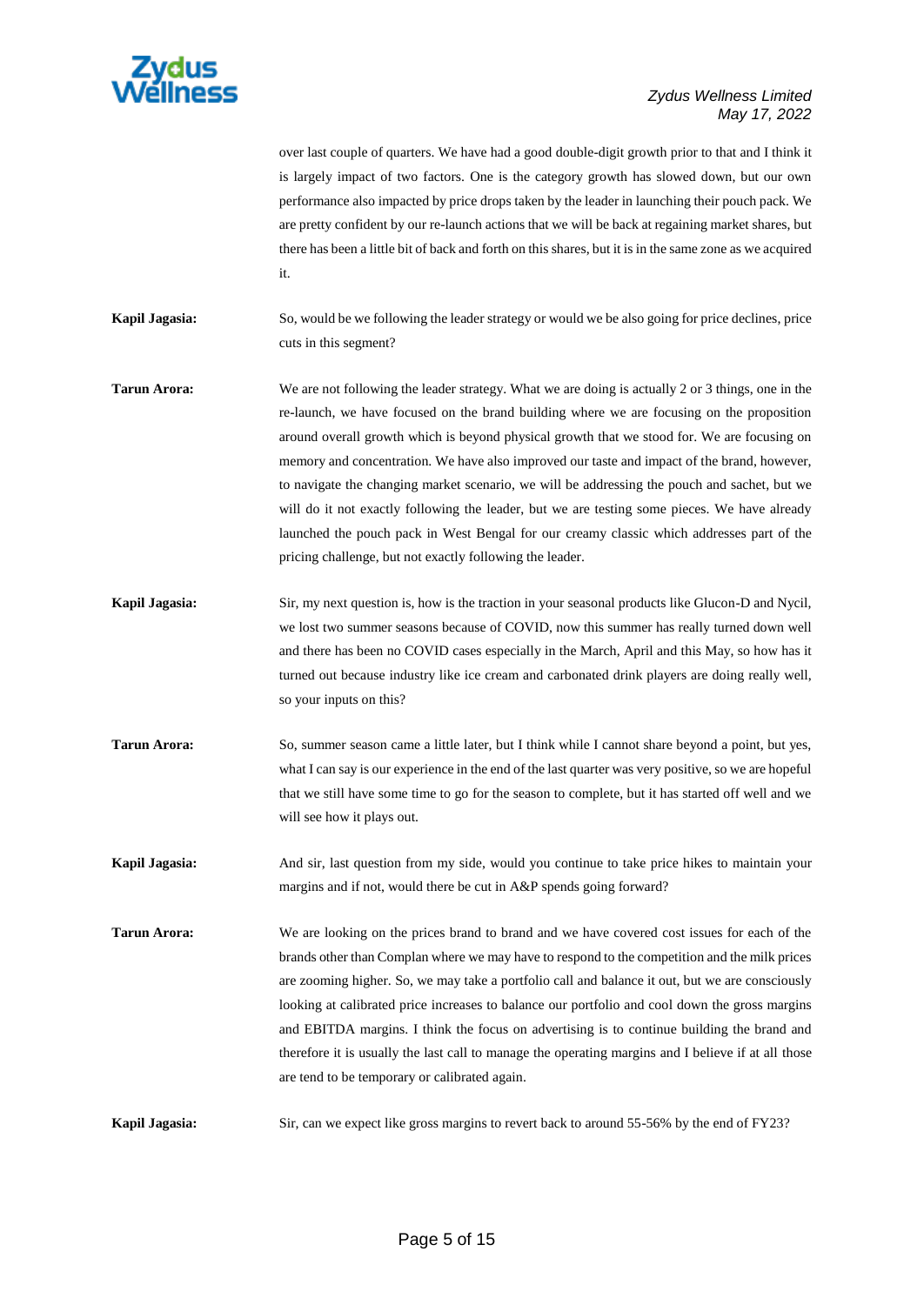over last couple of quarters. We have had a good double-digit growth prior to that and I think it is largely impact of two factors. One is the category growth has slowed down, but our own performance also impacted by price drops taken by the leader in launching their pouch pack. We are pretty confident by our re-launch actions that we will be back at regaining market shares, but there has been a little bit of back and forth on this shares, but it is in the same zone as we acquired it.

**Kapil Jagasia:** So, would be we following the leader strategy or would we be also going for price declines, price cuts in this segment?

**Tarun Arora:** We are not following the leader strategy. What we are doing is actually 2 or 3 things, one in the re-launch, we have focused on the brand building where we are focusing on the proposition around overall growth which is beyond physical growth that we stood for. We are focusing on memory and concentration. We have also improved our taste and impact of the brand, however, to navigate the changing market scenario, we will be addressing the pouch and sachet, but we will do it not exactly following the leader, but we are testing some pieces. We have already launched the pouch pack in West Bengal for our creamy classic which addresses part of the pricing challenge, but not exactly following the leader.

**Kapil Jagasia:** Sir, my next question is, how is the traction in your seasonal products like Glucon-D and Nycil, we lost two summer seasons because of COVID, now this summer has really turned down well and there has been no COVID cases especially in the March, April and this May, so how has it turned out because industry like ice cream and carbonated drink players are doing really well, so your inputs on this?

**Tarun Arora:** So, summer season came a little later, but I think while I cannot share beyond a point, but yes, what I can say is our experience in the end of the last quarter was very positive, so we are hopeful that we still have some time to go for the season to complete, but it has started off well and we will see how it plays out.

**Kapil Jagasia:** And sir, last question from my side, would you continue to take price hikes to maintain your margins and if not, would there be cut in A&P spends going forward?

**Tarun Arora:** We are looking on the prices brand to brand and we have covered cost issues for each of the brands other than Complan where we may have to respond to the competition and the milk prices are zooming higher. So, we may take a portfolio call and balance it out, but we are consciously looking at calibrated price increases to balance our portfolio and cool down the gross margins and EBITDA margins. I think the focus on advertising is to continue building the brand and therefore it is usually the last call to manage the operating margins and I believe if at all those are tend to be temporary or calibrated again.

**Kapil Jagasia:** Sir, can we expect like gross margins to revert back to around 55-56% by the end of FY23?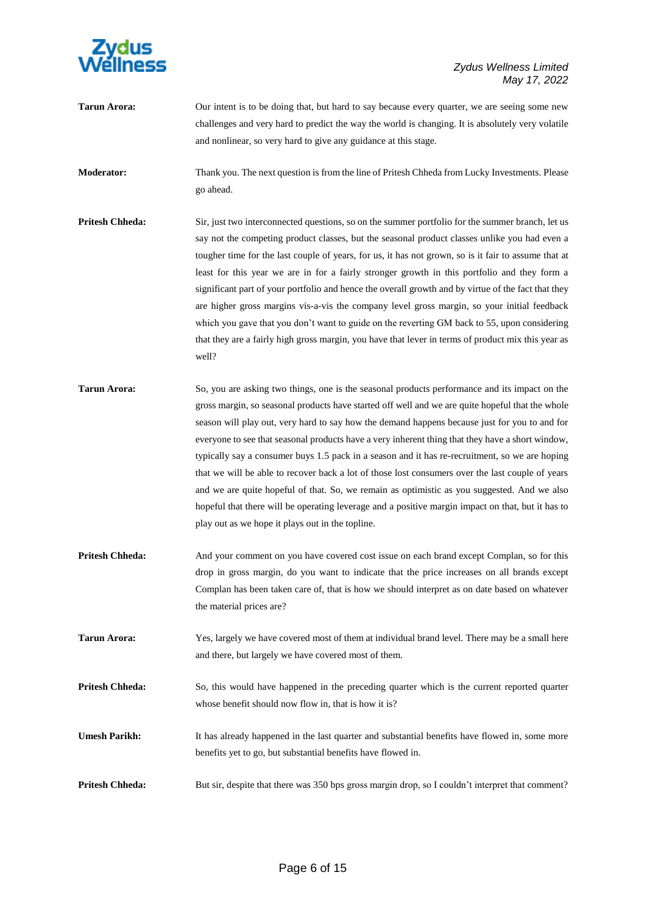**Tarun Arora:** Our intent is to be doing that, but hard to say because every quarter, we are seeing some new challenges and very hard to predict the way the world is changing. It is absolutely very volatile and nonlinear, so very hard to give any guidance at this stage.

**Moderator:** Thank you. The next question is from the line of Pritesh Chheda from Lucky Investments. Please go ahead.

**Pritesh Chheda:** Sir, just two interconnected questions, so on the summer portfolio for the summer branch, let us say not the competing product classes, but the seasonal product classes unlike you had even a tougher time for the last couple of years, for us, it has not grown, so is it fair to assume that at least for this year we are in for a fairly stronger growth in this portfolio and they form a significant part of your portfolio and hence the overall growth and by virtue of the fact that they are higher gross margins vis-a-vis the company level gross margin, so your initial feedback which you gave that you don't want to guide on the reverting GM back to 55, upon considering that they are a fairly high gross margin, you have that lever in terms of product mix this year as well?

**Tarun Arora:** So, you are asking two things, one is the seasonal products performance and its impact on the gross margin, so seasonal products have started off well and we are quite hopeful that the whole season will play out, very hard to say how the demand happens because just for you to and for everyone to see that seasonal products have a very inherent thing that they have a short window, typically say a consumer buys 1.5 pack in a season and it has re-recruitment, so we are hoping that we will be able to recover back a lot of those lost consumers over the last couple of years and we are quite hopeful of that. So, we remain as optimistic as you suggested. And we also hopeful that there will be operating leverage and a positive margin impact on that, but it has to play out as we hope it plays out in the topline.

**Pritesh Chheda:** And your comment on you have covered cost issue on each brand except Complan, so for this drop in gross margin, do you want to indicate that the price increases on all brands except Complan has been taken care of, that is how we should interpret as on date based on whatever the material prices are?

**Tarun Arora:** Yes, largely we have covered most of them at individual brand level. There may be a small here and there, but largely we have covered most of them.

**Pritesh Chheda:** So, this would have happened in the preceding quarter which is the current reported quarter whose benefit should now flow in, that is how it is?

**Umesh Parikh:** It has already happened in the last quarter and substantial benefits have flowed in, some more benefits yet to go, but substantial benefits have flowed in.

**Pritesh Chheda:** But sir, despite that there was 350 bps gross margin drop, so I couldn't interpret that comment?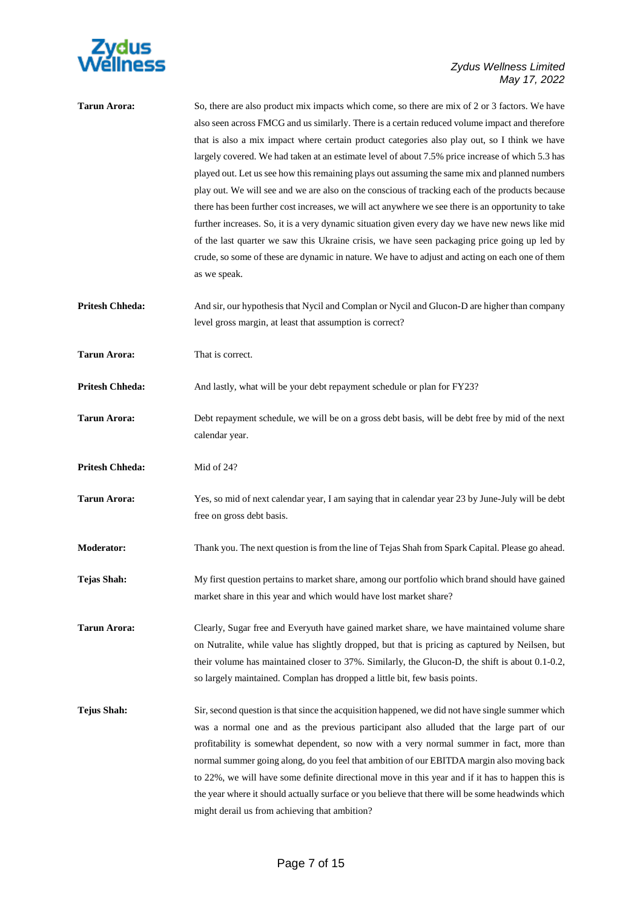**Tarun Arora:** So, there are also product mix impacts which come, so there are mix of 2 or 3 factors. We have also seen across FMCG and us similarly. There is a certain reduced volume impact and therefore that is also a mix impact where certain product categories also play out, so I think we have largely covered. We had taken at an estimate level of about 7.5% price increase of which 5.3 has played out. Let us see how this remaining plays out assuming the same mix and planned numbers play out. We will see and we are also on the conscious of tracking each of the products because there has been further cost increases, we will act anywhere we see there is an opportunity to take further increases. So, it is a very dynamic situation given every day we have new news like mid of the last quarter we saw this Ukraine crisis, we have seen packaging price going up led by crude, so some of these are dynamic in nature. We have to adjust and acting on each one of them as we speak.

**Pritesh Chheda:** And sir, our hypothesis that Nycil and Complan or Nycil and Glucon-D are higher than company level gross margin, at least that assumption is correct?

**Tarun Arora:** That is correct.

**Pritesh Chheda:** And lastly, what will be your debt repayment schedule or plan for FY23?

**Tarun Arora:** Debt repayment schedule, we will be on a gross debt basis, will be debt free by mid of the next calendar year.

**Pritesh Chheda:** Mid of 24?

**Tarun Arora:** Yes, so mid of next calendar year, I am saying that in calendar year 23 by June-July will be debt free on gross debt basis.

**Moderator:** Thank you. The next question is from the line of Tejas Shah from Spark Capital. Please go ahead.

**Tejas Shah:** My first question pertains to market share, among our portfolio which brand should have gained market share in this year and which would have lost market share?

**Tarun Arora:** Clearly, Sugar free and Everyuth have gained market share, we have maintained volume share on Nutralite, while value has slightly dropped, but that is pricing as captured by Neilsen, but their volume has maintained closer to 37%. Similarly, the Glucon-D, the shift is about 0.1-0.2, so largely maintained. Complan has dropped a little bit, few basis points.

**Tejus Shah:** Sir, second question is that since the acquisition happened, we did not have single summer which was a normal one and as the previous participant also alluded that the large part of our profitability is somewhat dependent, so now with a very normal summer in fact, more than normal summer going along, do you feel that ambition of our EBITDA margin also moving back to 22%, we will have some definite directional move in this year and if it has to happen this is the year where it should actually surface or you believe that there will be some headwinds which might derail us from achieving that ambition?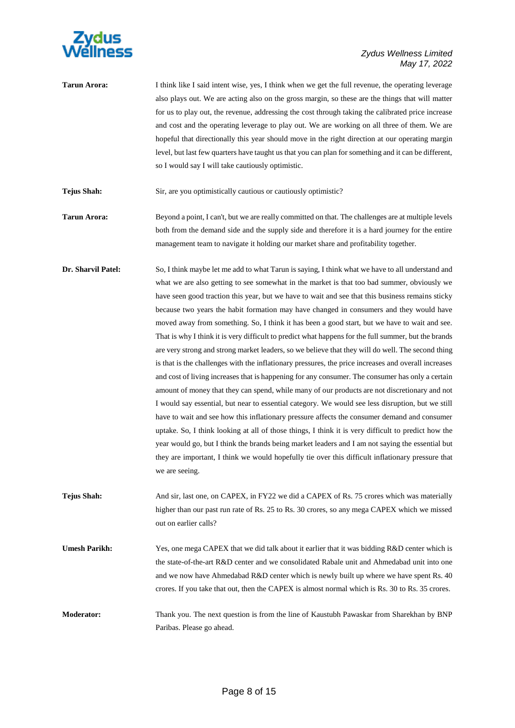**Tarun Arora:** I think like I said intent wise, yes, I think when we get the full revenue, the operating leverage also plays out. We are acting also on the gross margin, so these are the things that will matter for us to play out, the revenue, addressing the cost through taking the calibrated price increase and cost and the operating leverage to play out. We are working on all three of them. We are hopeful that directionally this year should move in the right direction at our operating margin level, but last few quarters have taught us that you can plan for something and it can be different, so I would say I will take cautiously optimistic.

**Tejus Shah:** Sir, are you optimistically cautious or cautiously optimistic?

**Tarun Arora:** Beyond a point, I can't, but we are really committed on that. The challenges are at multiple levels both from the demand side and the supply side and therefore it is a hard journey for the entire management team to navigate it holding our market share and profitability together.

**Dr. Sharvil Patel:** So, I think maybe let me add to what Tarun is saying, I think what we have to all understand and what we are also getting to see somewhat in the market is that too bad summer, obviously we have seen good traction this year, but we have to wait and see that this business remains sticky because two years the habit formation may have changed in consumers and they would have moved away from something. So, I think it has been a good start, but we have to wait and see. That is why I think it is very difficult to predict what happens for the full summer, but the brands are very strong and strong market leaders, so we believe that they will do well. The second thing is that is the challenges with the inflationary pressures, the price increases and overall increases and cost of living increases that is happening for any consumer. The consumer has only a certain amount of money that they can spend, while many of our products are not discretionary and not I would say essential, but near to essential category. We would see less disruption, but we still have to wait and see how this inflationary pressure affects the consumer demand and consumer uptake. So, I think looking at all of those things, I think it is very difficult to predict how the year would go, but I think the brands being market leaders and I am not saying the essential but they are important, I think we would hopefully tie over this difficult inflationary pressure that we are seeing.

**Tejus Shah:** And sir, last one, on CAPEX, in FY22 we did a CAPEX of Rs. 75 crores which was materially higher than our past run rate of Rs. 25 to Rs. 30 crores, so any mega CAPEX which we missed out on earlier calls?

**Umesh Parikh:** Yes, one mega CAPEX that we did talk about it earlier that it was bidding R&D center which is the state-of-the-art R&D center and we consolidated Rabale unit and Ahmedabad unit into one and we now have Ahmedabad R&D center which is newly built up where we have spent Rs. 40 crores. If you take that out, then the CAPEX is almost normal which is Rs. 30 to Rs. 35 crores.

**Moderator:** Thank you. The next question is from the line of Kaustubh Pawaskar from Sharekhan by BNP Paribas. Please go ahead.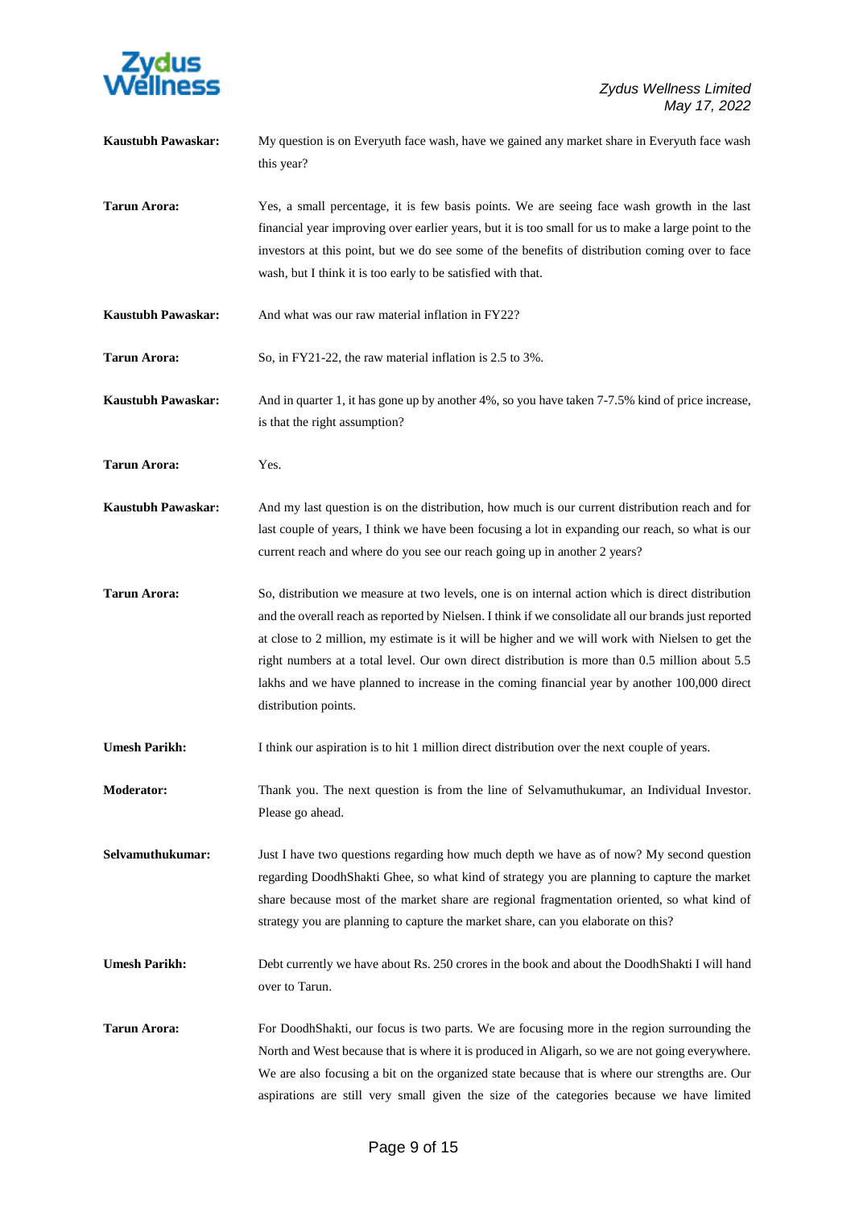**Kaustubh Pawaskar:** My question is on Everyuth face wash, have we gained any market share in Everyuth face wash this year?

**Tarun Arora:** Yes, a small percentage, it is few basis points. We are seeing face wash growth in the last financial year improving over earlier years, but it is too small for us to make a large point to the investors at this point, but we do see some of the benefits of distribution coming over to face wash, but I think it is too early to be satisfied with that.

**Kaustubh Pawaskar:** And what was our raw material inflation in FY22?

**Tarun Arora:** So, in FY21-22, the raw material inflation is 2.5 to 3%.

**Kaustubh Pawaskar:** And in quarter 1, it has gone up by another 4%, so you have taken 7-7.5% kind of price increase, is that the right assumption?

**Tarun Arora:** Yes.

**Kaustubh Pawaskar:** And my last question is on the distribution, how much is our current distribution reach and for last couple of years, I think we have been focusing a lot in expanding our reach, so what is our current reach and where do you see our reach going up in another 2 years?

**Tarun Arora:** So, distribution we measure at two levels, one is on internal action which is direct distribution and the overall reach as reported by Nielsen. I think if we consolidate all our brands just reported at close to 2 million, my estimate is it will be higher and we will work with Nielsen to get the right numbers at a total level. Our own direct distribution is more than 0.5 million about 5.5 lakhs and we have planned to increase in the coming financial year by another 100,000 direct distribution points.

**Umesh Parikh:** I think our aspiration is to hit 1 million direct distribution over the next couple of years.

**Moderator:** Thank you. The next question is from the line of Selvamuthukumar, an Individual Investor. Please go ahead.

**Selvamuthukumar:** Just I have two questions regarding how much depth we have as of now? My second question regarding DoodhShakti Ghee, so what kind of strategy you are planning to capture the market share because most of the market share are regional fragmentation oriented, so what kind of strategy you are planning to capture the market share, can you elaborate on this?

**Umesh Parikh:** Debt currently we have about Rs. 250 crores in the book and about the DoodhShakti I will hand over to Tarun.

**Tarun Arora:** For DoodhShakti, our focus is two parts. We are focusing more in the region surrounding the North and West because that is where it is produced in Aligarh, so we are not going everywhere. We are also focusing a bit on the organized state because that is where our strengths are. Our aspirations are still very small given the size of the categories because we have limited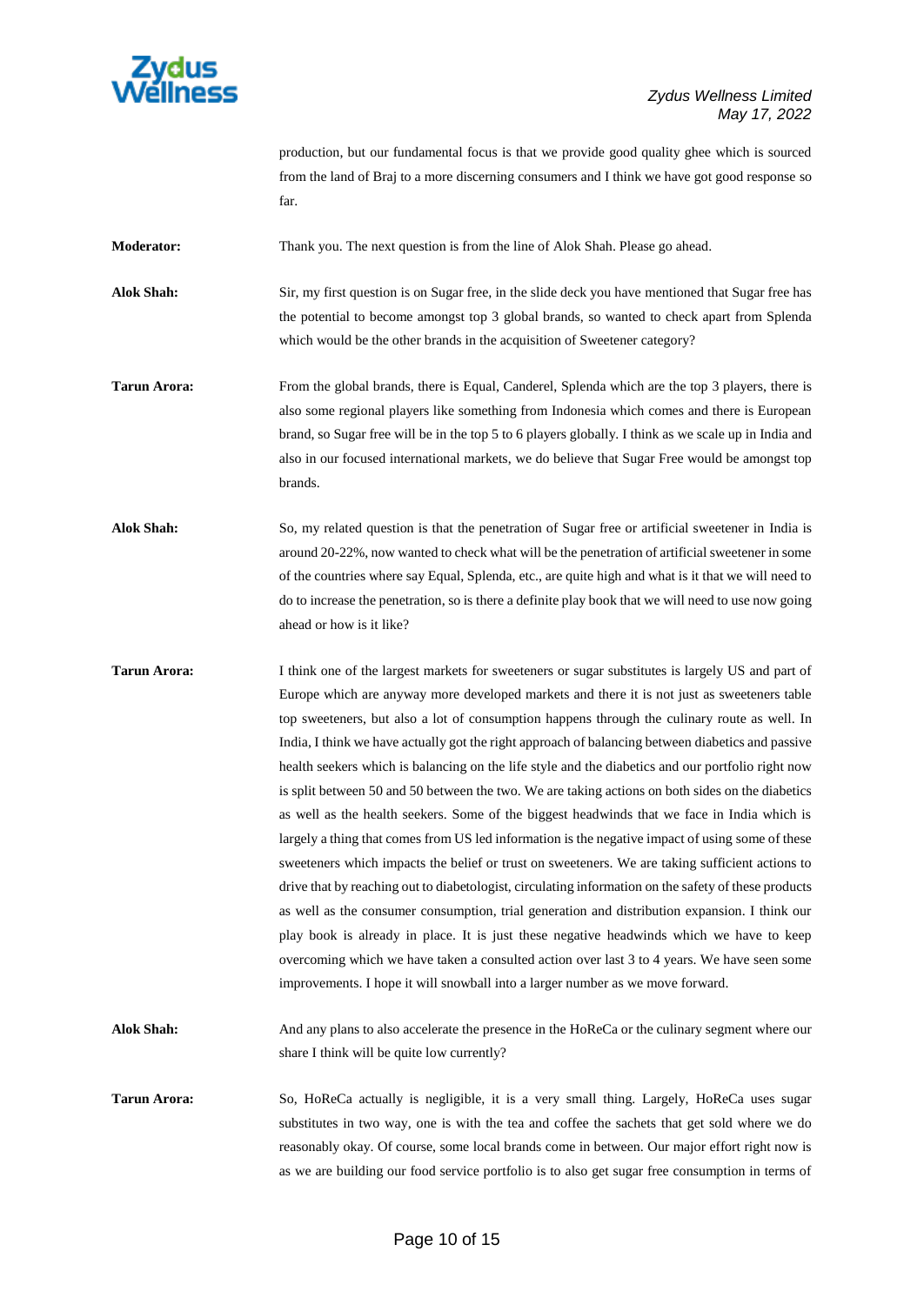production, but our fundamental focus is that we provide good quality ghee which is sourced from the land of Braj to a more discerning consumers and I think we have got good response so far.

**Moderator:** Thank you. The next question is from the line of Alok Shah. Please go ahead.

**Alok Shah:** Sir, my first question is on Sugar free, in the slide deck you have mentioned that Sugar free has the potential to become amongst top 3 global brands, so wanted to check apart from Splenda which would be the other brands in the acquisition of Sweetener category?

**Tarun Arora:** From the global brands, there is Equal, Canderel, Splenda which are the top 3 players, there is also some regional players like something from Indonesia which comes and there is European brand, so Sugar free will be in the top 5 to 6 players globally. I think as we scale up in India and also in our focused international markets, we do believe that Sugar Free would be amongst top brands.

**Alok Shah:** So, my related question is that the penetration of Sugar free or artificial sweetener in India is around 20-22%, now wanted to check what will be the penetration of artificial sweetener in some of the countries where say Equal, Splenda, etc., are quite high and what is it that we will need to do to increase the penetration, so is there a definite play book that we will need to use now going ahead or how is it like?

**Tarun Arora:** I think one of the largest markets for sweeteners or sugar substitutes is largely US and part of Europe which are anyway more developed markets and there it is not just as sweeteners table top sweeteners, but also a lot of consumption happens through the culinary route as well. In India, I think we have actually got the right approach of balancing between diabetics and passive health seekers which is balancing on the life style and the diabetics and our portfolio right now is split between 50 and 50 between the two. We are taking actions on both sides on the diabetics as well as the health seekers. Some of the biggest headwinds that we face in India which is largely a thing that comes from US led information is the negative impact of using some of these sweeteners which impacts the belief or trust on sweeteners. We are taking sufficient actions to drive that by reaching out to diabetologist, circulating information on the safety of these products as well as the consumer consumption, trial generation and distribution expansion. I think our play book is already in place. It is just these negative headwinds which we have to keep overcoming which we have taken a consulted action over last 3 to 4 years. We have seen some improvements. I hope it will snowball into a larger number as we move forward.

**Alok Shah:** And any plans to also accelerate the presence in the HoReCa or the culinary segment where our share I think will be quite low currently?

**Tarun Arora:** So, HoReCa actually is negligible, it is a very small thing. Largely, HoReCa uses sugar substitutes in two way, one is with the tea and coffee the sachets that get sold where we do reasonably okay. Of course, some local brands come in between. Our major effort right now is as we are building our food service portfolio is to also get sugar free consumption in terms of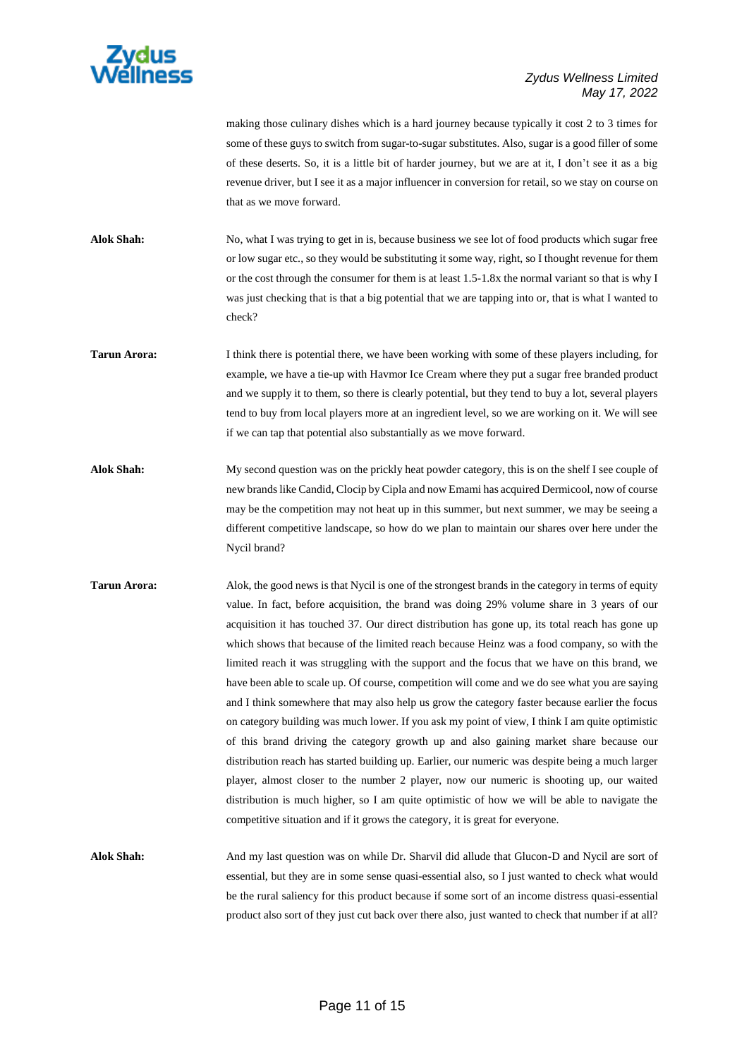making those culinary dishes which is a hard journey because typically it cost 2 to 3 times for some of these guys to switch from sugar-to-sugar substitutes. Also, sugar is a good filler of some of these deserts. So, it is a little bit of harder journey, but we are at it, I don't see it as a big revenue driver, but I see it as a major influencer in conversion for retail, so we stay on course on that as we move forward.

**Alok Shah:** No, what I was trying to get in is, because business we see lot of food products which sugar free or low sugar etc., so they would be substituting it some way, right, so I thought revenue for them or the cost through the consumer for them is at least 1.5-1.8x the normal variant so that is why I was just checking that is that a big potential that we are tapping into or, that is what I wanted to check?

**Tarun Arora:** I think there is potential there, we have been working with some of these players including, for example, we have a tie-up with Havmor Ice Cream where they put a sugar free branded product and we supply it to them, so there is clearly potential, but they tend to buy a lot, several players tend to buy from local players more at an ingredient level, so we are working on it. We will see if we can tap that potential also substantially as we move forward.

**Alok Shah:** My second question was on the prickly heat powder category, this is on the shelf I see couple of new brands like Candid, Clocip by Cipla and now Emami has acquired Dermicool, now of course may be the competition may not heat up in this summer, but next summer, we may be seeing a different competitive landscape, so how do we plan to maintain our shares over here under the Nycil brand?

**Tarun Arora:** Alok, the good news is that Nycil is one of the strongest brands in the category in terms of equity value. In fact, before acquisition, the brand was doing 29% volume share in 3 years of our acquisition it has touched 37. Our direct distribution has gone up, its total reach has gone up which shows that because of the limited reach because Heinz was a food company, so with the limited reach it was struggling with the support and the focus that we have on this brand, we have been able to scale up. Of course, competition will come and we do see what you are saying and I think somewhere that may also help us grow the category faster because earlier the focus on category building was much lower. If you ask my point of view, I think I am quite optimistic of this brand driving the category growth up and also gaining market share because our distribution reach has started building up. Earlier, our numeric was despite being a much larger player, almost closer to the number 2 player, now our numeric is shooting up, our waited distribution is much higher, so I am quite optimistic of how we will be able to navigate the competitive situation and if it grows the category, it is great for everyone.

**Alok Shah:** And my last question was on while Dr. Sharvil did allude that Glucon-D and Nycil are sort of essential, but they are in some sense quasi-essential also, so I just wanted to check what would be the rural saliency for this product because if some sort of an income distress quasi-essential product also sort of they just cut back over there also, just wanted to check that number if at all?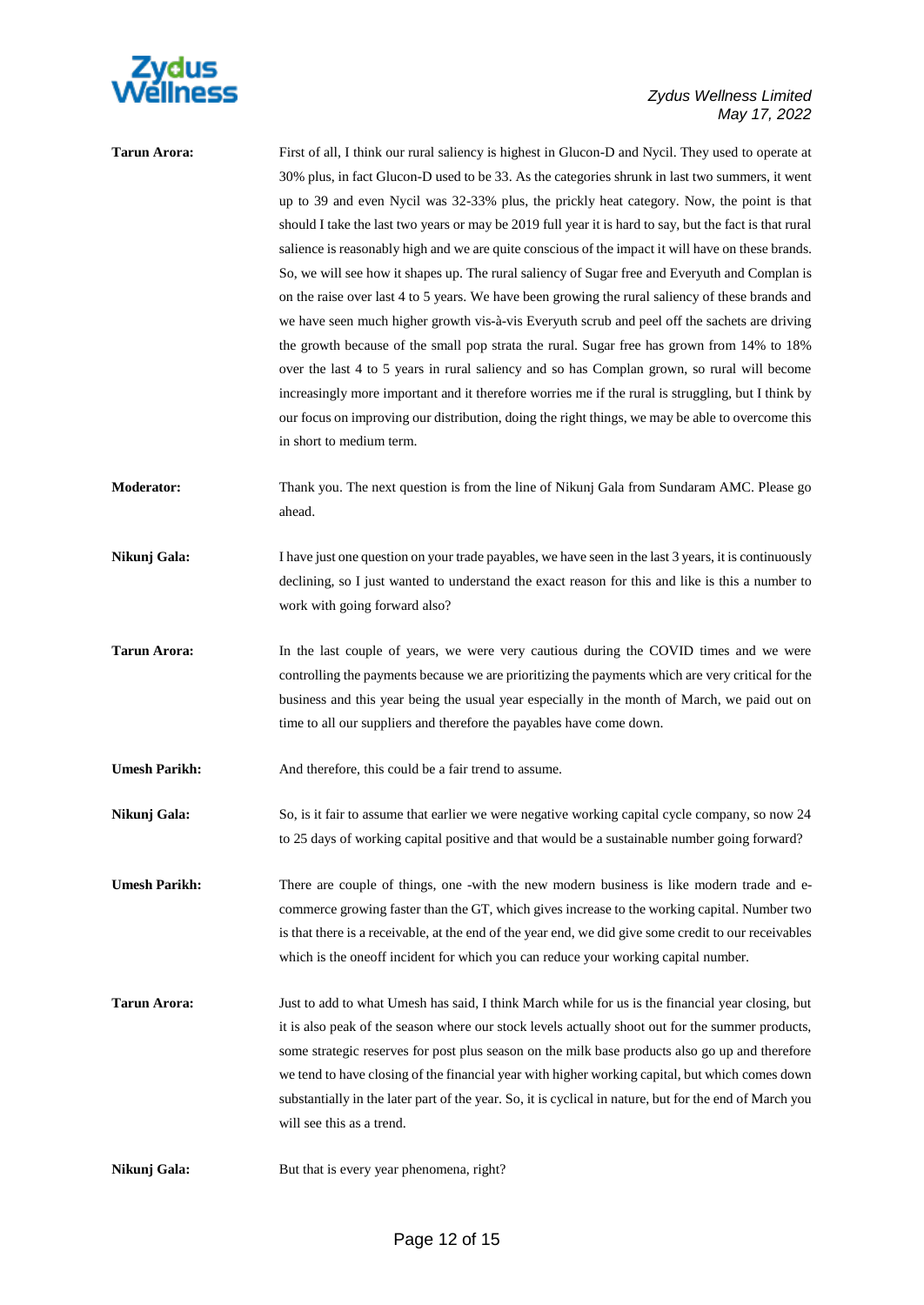**Tarun Arora:** First of all, I think our rural saliency is highest in Glucon-D and Nycil. They used to operate at 30% plus, in fact Glucon-D used to be 33. As the categories shrunk in last two summers, it went up to 39 and even Nycil was 32-33% plus, the prickly heat category. Now, the point is that should I take the last two years or may be 2019 full year it is hard to say, but the fact is that rural salience is reasonably high and we are quite conscious of the impact it will have on these brands. So, we will see how it shapes up. The rural saliency of Sugar free and Everyuth and Complan is on the raise over last 4 to 5 years. We have been growing the rural saliency of these brands and we have seen much higher growth vis-à-vis Everyuth scrub and peel off the sachets are driving the growth because of the small pop strata the rural. Sugar free has grown from 14% to 18% over the last 4 to 5 years in rural saliency and so has Complan grown, so rural will become increasingly more important and it therefore worries me if the rural is struggling, but I think by our focus on improving our distribution, doing the right things, we may be able to overcome this in short to medium term.

**Moderator:** Thank you. The next question is from the line of Nikunj Gala from Sundaram AMC. Please go ahead.

**Nikunj Gala:** I have just one question on your trade payables, we have seen in the last 3 years, it is continuously declining, so I just wanted to understand the exact reason for this and like is this a number to work with going forward also?

**Tarun Arora:** In the last couple of years, we were very cautious during the COVID times and we were controlling the payments because we are prioritizing the payments which are very critical for the business and this year being the usual year especially in the month of March, we paid out on time to all our suppliers and therefore the payables have come down.

**Umesh Parikh:** And therefore, this could be a fair trend to assume.

**Nikunj Gala:** So, is it fair to assume that earlier we were negative working capital cycle company, so now 24 to 25 days of working capital positive and that would be a sustainable number going forward?

**Umesh Parikh:** There are couple of things, one -with the new modern business is like modern trade and e-commerce growing faster than the GT, which gives increase to the working capital. Number two is that there is a receivable, at the end of the year end, we did give some credit to our receivables which is the oneoff incident for which you can reduce your working capital number.

**Tarun Arora:** Just to add to what Umesh has said, I think March while for us is the financial year closing, but it is also peak of the season where our stock levels actually shoot out for the summer products, some strategic reserves for post plus season on the milk base products also go up and therefore we tend to have closing of the financial year with higher working capital, but which comes down substantially in the later part of the year. So, it is cyclical in nature, but for the end of March you will see this as a trend.

**Nikunj Gala:** But that is every year phenomena, right?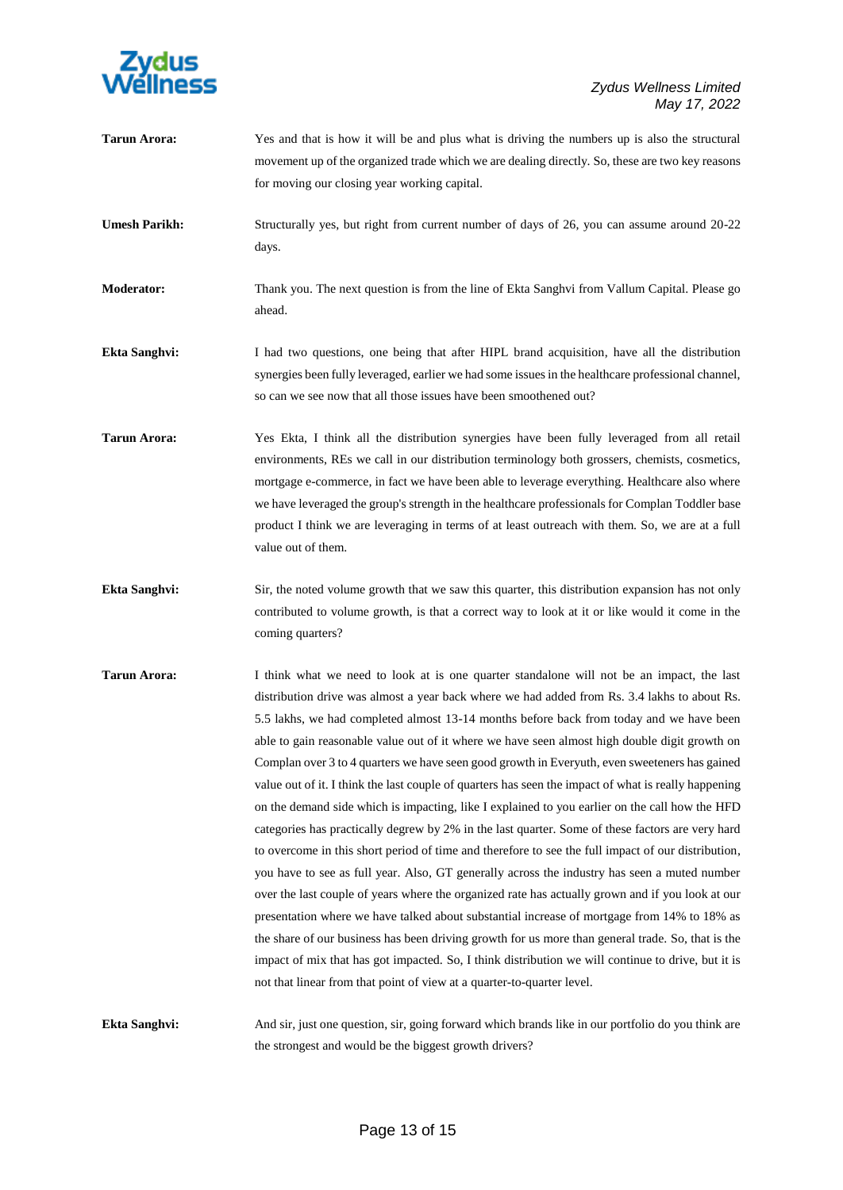**Tarun Arora:** Yes and that is how it will be and plus what is driving the numbers up is also the structural movement up of the organized trade which we are dealing directly. So, these are two key reasons for moving our closing year working capital.

**Umesh Parikh:** Structurally yes, but right from current number of days of 26, you can assume around 20-22 days.

**Moderator:** Thank you. The next question is from the line of Ekta Sanghvi from Vallum Capital. Please go ahead.

**Ekta Sanghvi:** I had two questions, one being that after HIPL brand acquisition, have all the distribution synergies been fully leveraged, earlier we had some issues in the healthcare professional channel, so can we see now that all those issues have been smoothened out?

**Tarun Arora:** Yes Ekta, I think all the distribution synergies have been fully leveraged from all retail environments, REs we call in our distribution terminology both grossers, chemists, cosmetics, mortgage e-commerce, in fact we have been able to leverage everything. Healthcare also where we have leveraged the group's strength in the healthcare professionals for Complan Toddler base product I think we are leveraging in terms of at least outreach with them. So, we are at a full value out of them.

**Ekta Sanghvi:** Sir, the noted volume growth that we saw this quarter, this distribution expansion has not only contributed to volume growth, is that a correct way to look at it or like would it come in the coming quarters?

**Tarun Arora:** I think what we need to look at is one quarter standalone will not be an impact, the last distribution drive was almost a year back where we had added from Rs. 3.4 lakhs to about Rs. 5.5 lakhs, we had completed almost 13-14 months before back from today and we have been able to gain reasonable value out of it where we have seen almost high double digit growth on Complan over 3 to 4 quarters we have seen good growth in Everyuth, even sweeteners has gained value out of it. I think the last couple of quarters has seen the impact of what is really happening on the demand side which is impacting, like I explained to you earlier on the call how the HFD categories has practically degrew by 2% in the last quarter. Some of these factors are very hard to overcome in this short period of time and therefore to see the full impact of our distribution, you have to see as full year. Also, GT generally across the industry has seen a muted number over the last couple of years where the organized rate has actually grown and if you look at our presentation where we have talked about substantial increase of mortgage from 14% to 18% as the share of our business has been driving growth for us more than general trade. So, that is the impact of mix that has got impacted. So, I think distribution we will continue to drive, but it is not that linear from that point of view at a quarter-to-quarter level.

**Ekta Sanghvi:** And sir, just one question, sir, going forward which brands like in our portfolio do you think are the strongest and would be the biggest growth drivers?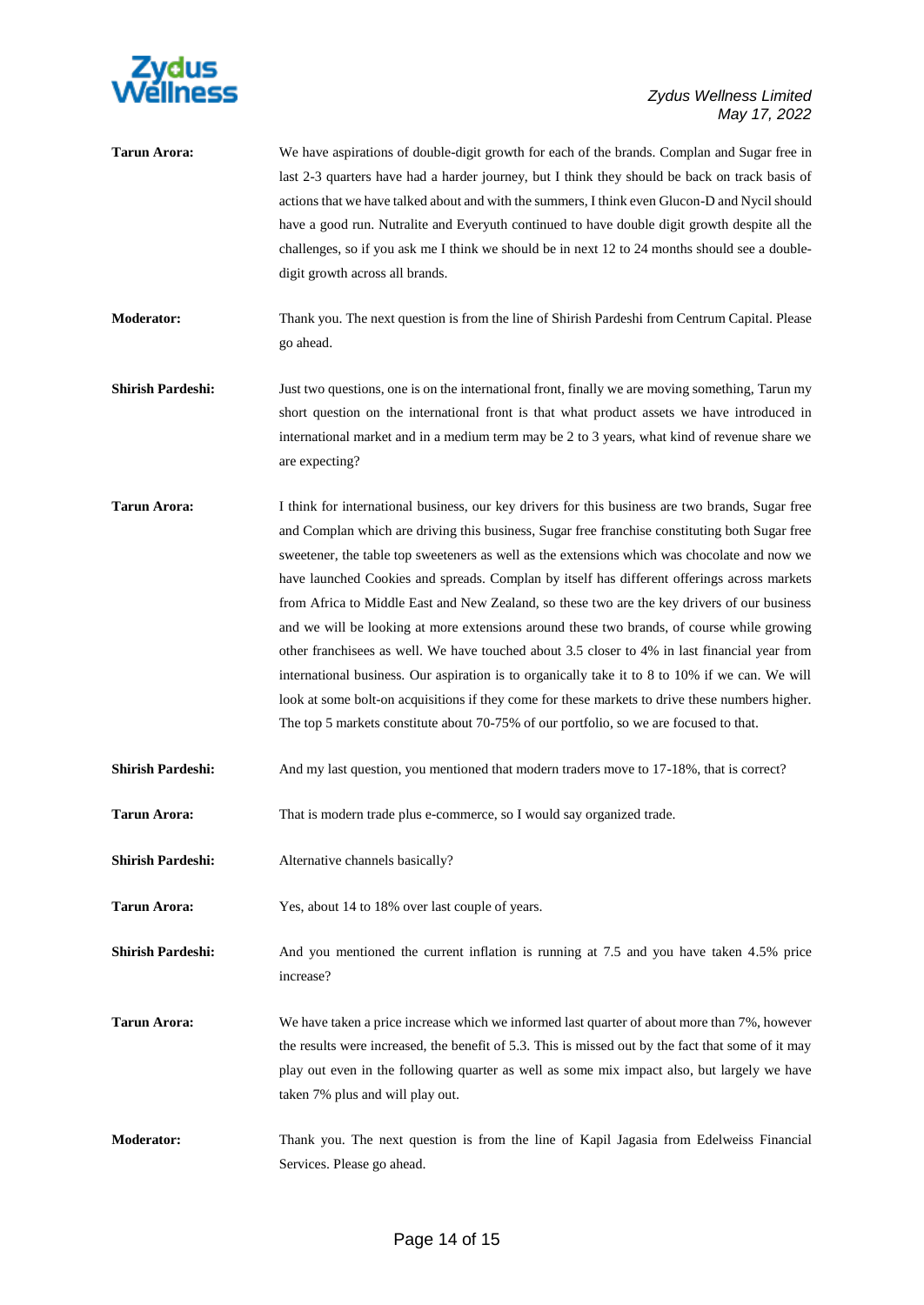**Tarun Arora:** We have aspirations of double-digit growth for each of the brands. Complan and Sugar free in last 2-3 quarters have had a harder journey, but I think they should be back on track basis of actions that we have talked about and with the summers, I think even Glucon-D and Nycil should have a good run. Nutralite and Everyuth continued to have double digit growth despite all the challenges, so if you ask me I think we should be in next 12 to 24 months should see a double-digit growth across all brands.

**Moderator:** Thank you. The next question is from the line of Shirish Pardeshi from Centrum Capital. Please go ahead.

**Shirish Pardeshi:** Just two questions, one is on the international front, finally we are moving something, Tarun my short question on the international front is that what product assets we have introduced in international market and in a medium term may be 2 to 3 years, what kind of revenue share we are expecting?

**Tarun Arora:** I think for international business, our key drivers for this business are two brands, Sugar free and Complan which are driving this business, Sugar free franchise constituting both Sugar free sweetener, the table top sweeteners as well as the extensions which was chocolate and now we have launched Cookies and spreads. Complan by itself has different offerings across markets from Africa to Middle East and New Zealand, so these two are the key drivers of our business and we will be looking at more extensions around these two brands, of course while growing other franchisees as well. We have touched about 3.5 closer to 4% in last financial year from international business. Our aspiration is to organically take it to 8 to 10% if we can. We will look at some bolt-on acquisitions if they come for these markets to drive these numbers higher. The top 5 markets constitute about 70-75% of our portfolio, so we are focused to that.

**Shirish Pardeshi:** And my last question, you mentioned that modern traders move to 17-18%, that is correct?

**Tarun Arora:** That is modern trade plus e-commerce, so I would say organized trade.

**Shirish Pardeshi:** Alternative channels basically?

**Tarun Arora:** Yes, about 14 to 18% over last couple of years.

**Shirish Pardeshi:** And you mentioned the current inflation is running at 7.5 and you have taken 4.5% price increase?

**Tarun Arora:** We have taken a price increase which we informed last quarter of about more than 7%, however the results were increased, the benefit of 5.3. This is missed out by the fact that some of it may play out even in the following quarter as well as some mix impact also, but largely we have taken 7% plus and will play out.

**Moderator:** Thank you. The next question is from the line of Kapil Jagasia from Edelweiss Financial Services. Please go ahead.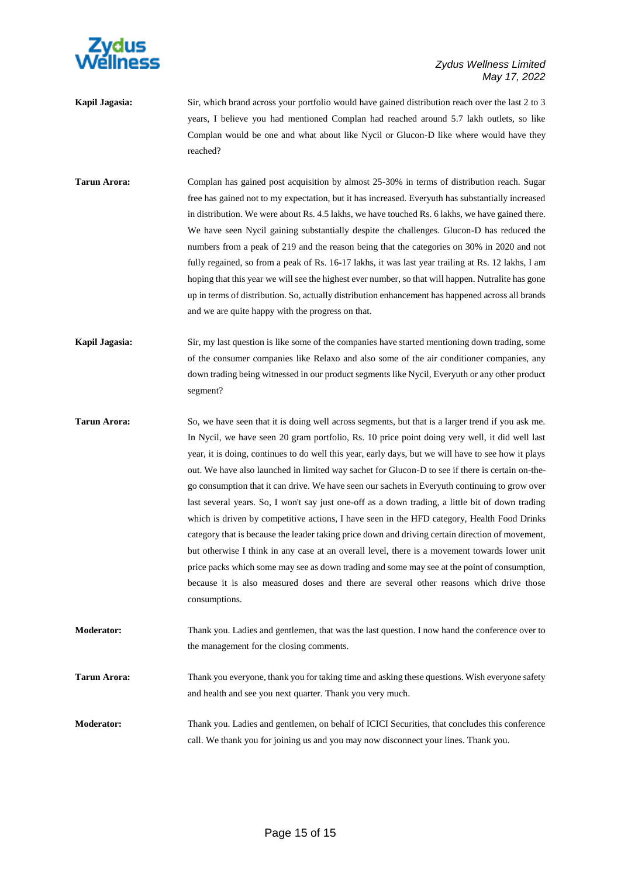**Kapil Jagasia:** Sir, which brand across your portfolio would have gained distribution reach over the last 2 to 3 years, I believe you had mentioned Complan had reached around 5.7 lakh outlets, so like Complan would be one and what about like Nycil or Glucon-D like where would have they reached?

**Tarun Arora:** Complan has gained post acquisition by almost 25-30% in terms of distribution reach. Sugar free has gained not to my expectation, but it has increased. Everyuth has substantially increased in distribution. We were about Rs. 4.5 lakhs, we have touched Rs. 6 lakhs, we have gained there. We have seen Nycil gaining substantially despite the challenges. Glucon-D has reduced the numbers from a peak of 219 and the reason being that the categories on 30% in 2020 and not fully regained, so from a peak of Rs. 16-17 lakhs, it was last year trailing at Rs. 12 lakhs, I am hoping that this year we will see the highest ever number, so that will happen. Nutralite has gone up in terms of distribution. So, actually distribution enhancement has happened across all brands and we are quite happy with the progress on that.

**Kapil Jagasia:** Sir, my last question is like some of the companies have started mentioning down trading, some of the consumer companies like Relaxo and also some of the air conditioner companies, any down trading being witnessed in our product segments like Nycil, Everyuth or any other product segment?

**Tarun Arora:** So, we have seen that it is doing well across segments, but that is a larger trend if you ask me. In Nycil, we have seen 20 gram portfolio, Rs. 10 price point doing very well, it did well last year, it is doing, continues to do well this year, early days, but we will have to see how it plays out. We have also launched in limited way sachet for Glucon-D to see if there is certain on-the-go consumption that it can drive. We have seen our sachets in Everyuth continuing to grow over last several years. So, I won't say just one-off as a down trading, a little bit of down trading which is driven by competitive actions, I have seen in the HFD category, Health Food Drinks category that is because the leader taking price down and driving certain direction of movement, but otherwise I think in any case at an overall level, there is a movement towards lower unit price packs which some may see as down trading and some may see at the point of consumption, because it is also measured doses and there are several other reasons which drive those consumptions.

**Moderator:** Thank you. Ladies and gentlemen, that was the last question. I now hand the conference over to the management for the closing comments.

**Tarun Arora:** Thank you everyone, thank you for taking time and asking these questions. Wish everyone safety and health and see you next quarter. Thank you very much.

**Moderator:** Thank you. Ladies and gentlemen, on behalf of ICICI Securities, that concludes this conference call. We thank you for joining us and you may now disconnect your lines. Thank you.